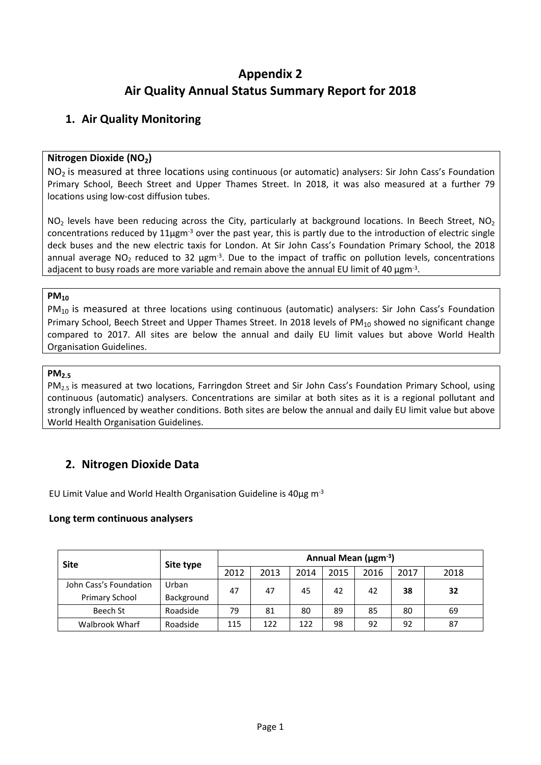# Appendix 2
# Air Quality Annual Status Summary Report for 2018

## 1. Air Quality Monitoring

**Nitrogen Dioxide ($NO_2$)**

$NO_2$ is measured at three locations using continuous (or automatic) analysers: Sir John Cass's Foundation Primary School, Beech Street and Upper Thames Street. In 2018, it was also measured at a further 79 locations using low-cost diffusion tubes.

$NO_2$ levels have been reducing across the City, particularly at background locations. In Beech Street, $NO_2$ concentrations reduced by 11µgm$^{-3}$ over the past year, this is partly due to the introduction of electric single deck buses and the new electric taxis for London. At Sir John Cass's Foundation Primary School, the 2018 annual average $NO_2$ reduced to 32 µgm$^{-3}$. Due to the impact of traffic on pollution levels, concentrations adjacent to busy roads are more variable and remain above the annual EU limit of 40 µgm$^{-3}$.

**$PM_{10}$**

$PM_{10}$ is measured at three locations using continuous (automatic) analysers: Sir John Cass's Foundation Primary School, Beech Street and Upper Thames Street. In 2018 levels of $PM_{10}$ showed no significant change compared to 2017. All sites are below the annual and daily EU limit values but above World Health Organisation Guidelines.

**$PM_{2.5}$**

$PM_{2.5}$ is measured at two locations, Farringdon Street and Sir John Cass's Foundation Primary School, using continuous (automatic) analysers. Concentrations are similar at both sites as it is a regional pollutant and strongly influenced by weather conditions. Both sites are below the annual and daily EU limit value but above World Health Organisation Guidelines.

## 2. Nitrogen Dioxide Data

EU Limit Value and World Health Organisation Guideline is 40µg m$^{-3}$

**Long term continuous analysers**

| Site | Site type | Annual Mean (µgm$^{-3}$) | | | | | | |
|---|---|---|---|---|---|---|---|---|
| | | 2012 | 2013 | 2014 | 2015 | 2016 | 2017 | 2018 |
| John Cass's Foundation Primary School | Urban Background | 47 | 47 | 45 | 42 | 42 | **38** | **32** |
| Beech St | Roadside | 79 | 81 | 80 | 89 | 85 | 80 | 69 |
| Walbrook Wharf | Roadside | 115 | 122 | 122 | 98 | 92 | 92 | 87 |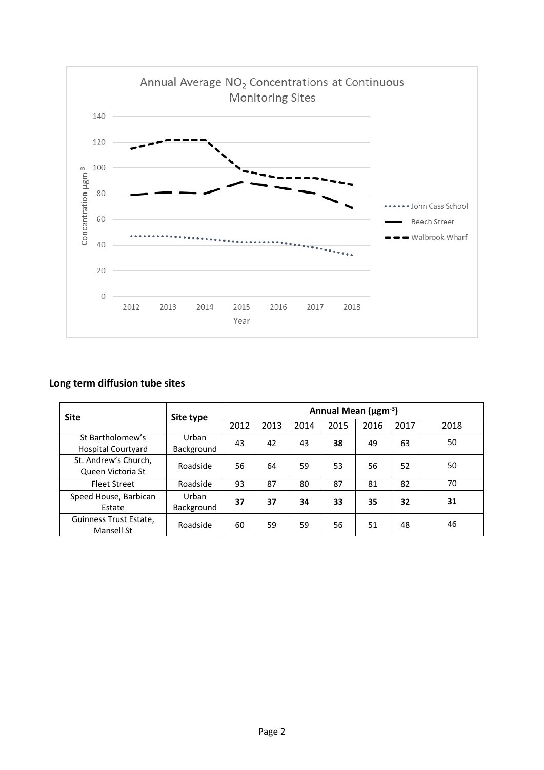**Annual Average $NO_2$ Concentrations at Continuous Monitoring Sites**

### Long term diffusion tube sites

| Site | Site type | Annual Mean ($\mu gm^{-3}$) | | | | | | |
|---|---|---|---|---|---|---|---|---|
| | | 2012 | 2013 | 2014 | 2015 | 2016 | 2017 | 2018 |
| St Bartholomew's Hospital Courtyard | Urban Background | 43 | 42 | 43 | **38** | 49 | 63 | 50 |
| St. Andrew's Church, Queen Victoria St | Roadside | 56 | 64 | 59 | 53 | 56 | 52 | 50 |
| Fleet Street | Roadside | 93 | 87 | 80 | 87 | 81 | 82 | 70 |
| Speed House, Barbican Estate | Urban Background | **37** | **37** | **34** | **33** | **35** | **32** | **31** |
| Guinness Trust Estate, Mansell St | Roadside | 60 | 59 | 59 | 56 | 51 | 48 | 46 |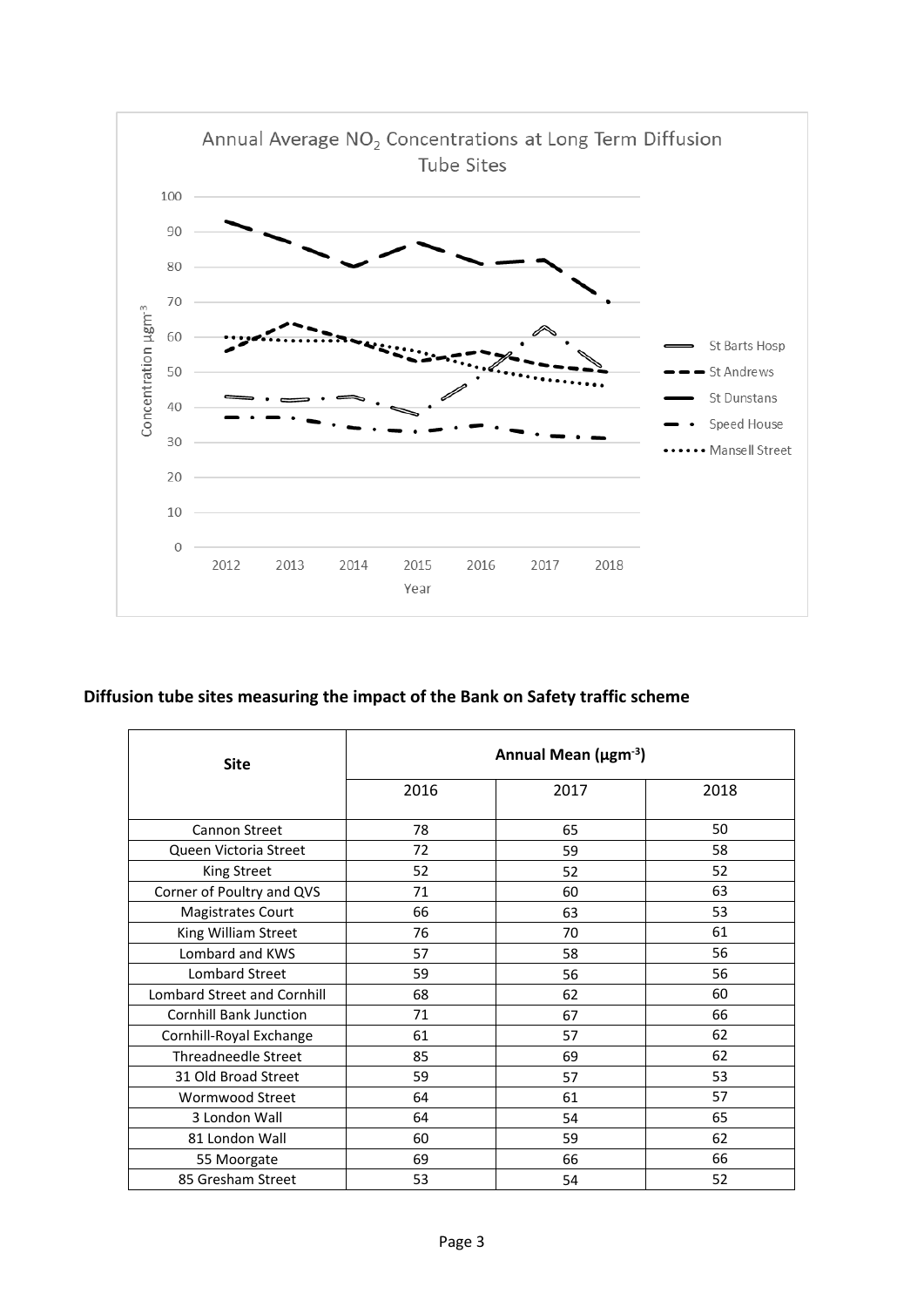## Diffusion tube sites measuring the impact of the Bank on Safety traffic scheme

| Site | Annual Mean (µgm$^{-3}$) | | |
|---|---|---|---|
| | 2016 | 2017 | 2018 |
| Cannon Street | 78 | 65 | 50 |
| Queen Victoria Street | 72 | 59 | 58 |
| King Street | 52 | 52 | 52 |
| Corner of Poultry and QVS | 71 | 60 | 63 |
| Magistrates Court | 66 | 63 | 53 |
| King William Street | 76 | 70 | 61 |
| Lombard and KWS | 57 | 58 | 56 |
| Lombard Street | 59 | 56 | 56 |
| Lombard Street and Cornhill | 68 | 62 | 60 |
| Cornhill Bank Junction | 71 | 67 | 66 |
| Cornhill-Royal Exchange | 61 | 57 | 62 |
| Threadneedle Street | 85 | 69 | 62 |
| 31 Old Broad Street | 59 | 57 | 53 |
| Wormwood Street | 64 | 61 | 57 |
| 3 London Wall | 64 | 54 | 65 |
| 81 London Wall | 60 | 59 | 62 |
| 55 Moorgate | 69 | 66 | 66 |
| 85 Gresham Street | 53 | 54 | 52 |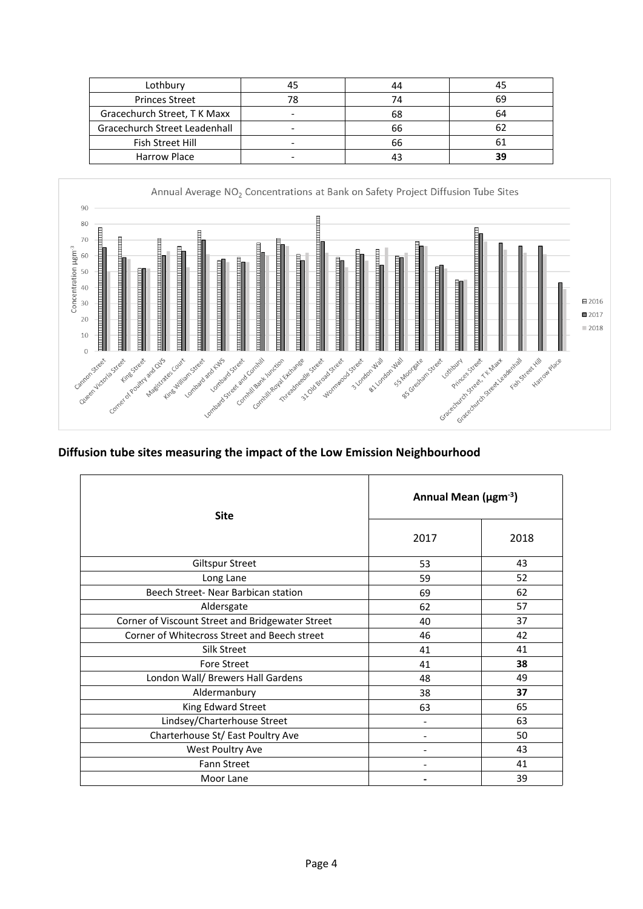| Lothbury | 45 | 44 | 45 |
|---|---|---|---|
| Princes Street | 78 | 74 | 69 |
| Gracechurch Street, T K Maxx | - | 68 | 64 |
| Gracechurch Street Leadenhall | - | 66 | 62 |
| Fish Street Hill | - | 66 | 61 |
| Harrow Place | - | 43 | **39** |

Annual Average $NO_2$ Concentrations at Bank on Safety Project Diffusion Tube Sites

## Diffusion tube sites measuring the impact of the Low Emission Neighbourhood

| Site | Annual Mean (μgm$^{-3}$) | |
|---|---|---|
| | 2017 | 2018 |
| Giltspur Street | 53 | 43 |
| Long Lane | 59 | 52 |
| Beech Street- Near Barbican station | 69 | 62 |
| Aldersgate | 62 | 57 |
| Corner of Viscount Street and Bridgewater Street | 40 | 37 |
| Corner of Whitecross Street and Beech street | 46 | 42 |
| Silk Street | 41 | 41 |
| Fore Street | 41 | **38** |
| London Wall/ Brewers Hall Gardens | 48 | 49 |
| Aldermanbury | 38 | **37** |
| King Edward Street | 63 | 65 |
| Lindsey/Charterhouse Street | - | 63 |
| Charterhouse St/ East Poultry Ave | - | 50 |
| West Poultry Ave | - | 43 |
| Fann Street | - | 41 |
| Moor Lane | - | 39 |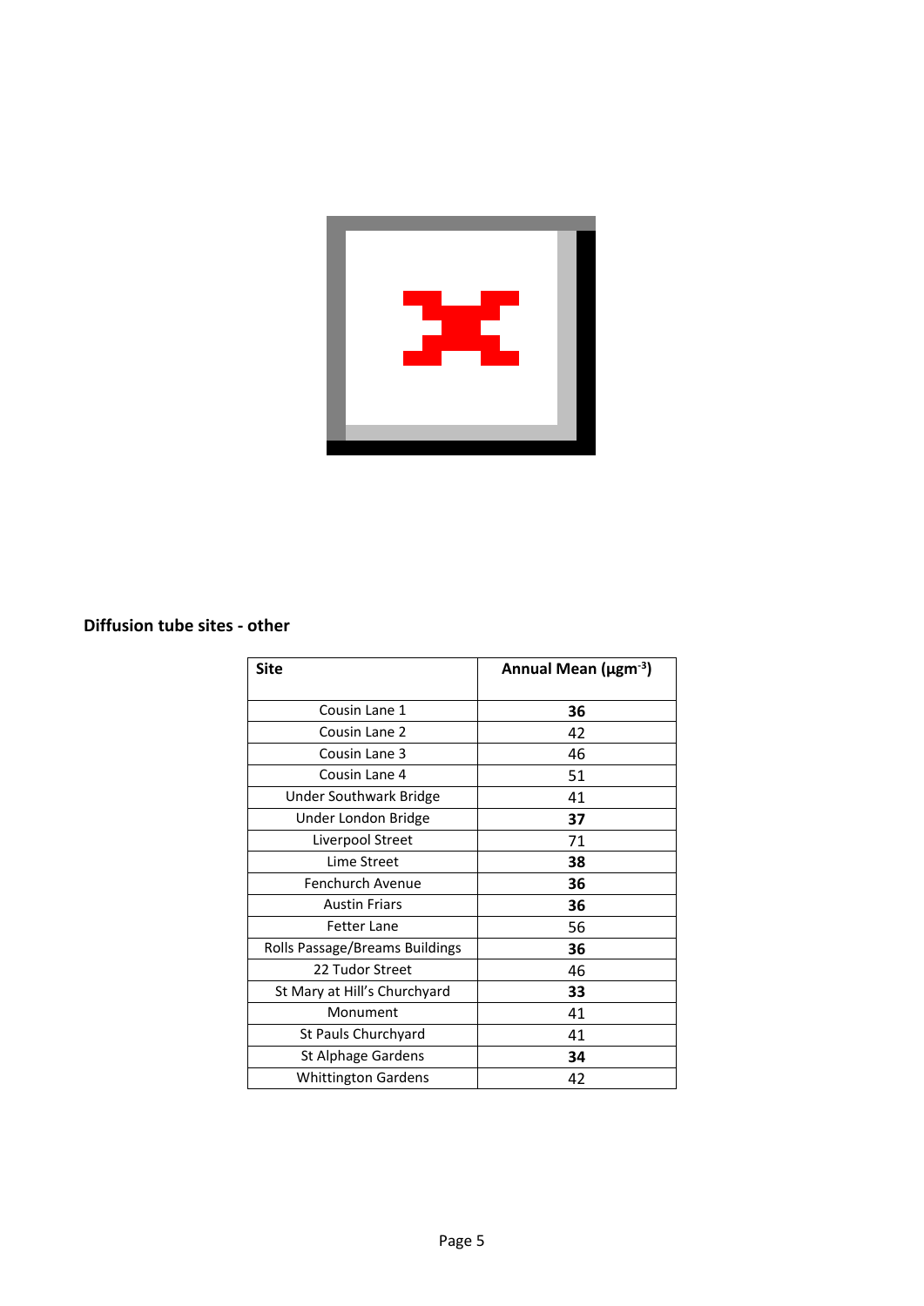### Diffusion tube sites - other

| Site | Annual Mean (µgm$^{-3}$) |
|---|---|
| Cousin Lane 1 | **36** |
| Cousin Lane 2 | 42 |
| Cousin Lane 3 | 46 |
| Cousin Lane 4 | 51 |
| Under Southwark Bridge | 41 |
| Under London Bridge | **37** |
| Liverpool Street | 71 |
| Lime Street | **38** |
| Fenchurch Avenue | **36** |
| Austin Friars | **36** |
| Fetter Lane | 56 |
| Rolls Passage/Breams Buildings | **36** |
| 22 Tudor Street | 46 |
| St Mary at Hill's Churchyard | **33** |
| Monument | 41 |
| St Pauls Churchyard | 41 |
| St Alphage Gardens | **34** |
| Whittington Gardens | 42 |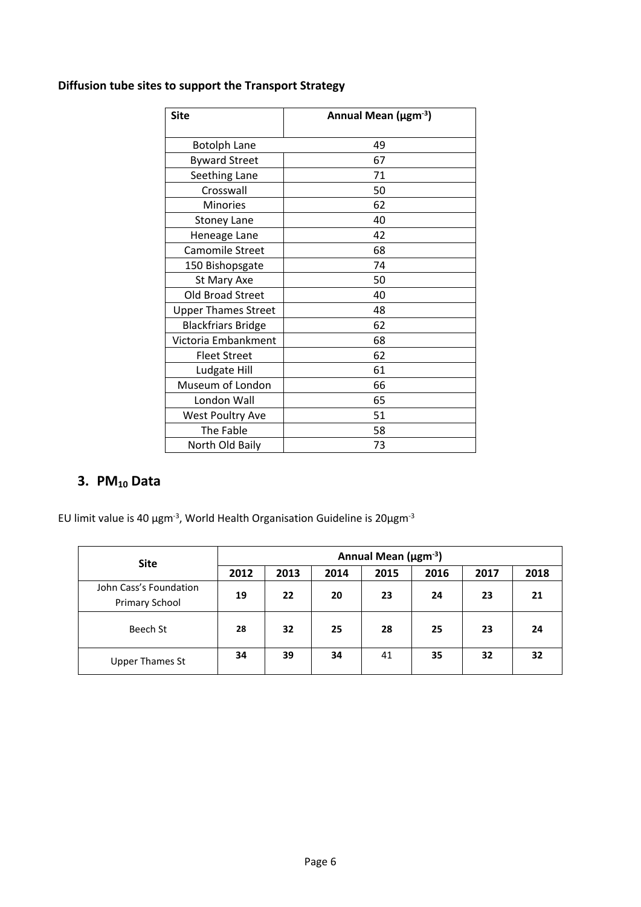**Diffusion tube sites to support the Transport Strategy**

| Site | Annual Mean ($\mu gm^{-3}$) |
|---|---|
| Botolph Lane | 49 |
| Byward Street | 67 |
| Seething Lane | 71 |
| Crosswall | 50 |
| Minories | 62 |
| Stoney Lane | 40 |
| Heneage Lane | 42 |
| Camomile Street | 68 |
| 150 Bishopsgate | 74 |
| St Mary Axe | 50 |
| Old Broad Street | 40 |
| Upper Thames Street | 48 |
| Blackfriars Bridge | 62 |
| Victoria Embankment | 68 |
| Fleet Street | 62 |
| Ludgate Hill | 61 |
| Museum of London | 66 |
| London Wall | 65 |
| West Poultry Ave | 51 |
| The Fable | 58 |
| North Old Baily | 73 |

## 3. $PM_{10}$ Data

EU limit value is 40 $\mu gm^{-3}$, World Health Organisation Guideline is 20$\mu gm^{-3}$

| Site | Annual Mean ($\mu gm^{-3}$) | | | | | | |
|---|---|---|---|---|---|---|---|
| | **2012** | **2013** | **2014** | **2015** | **2016** | **2017** | **2018** |
| John Cass's Foundation Primary School | **19** | **22** | **20** | **23** | **24** | **23** | **21** |
| Beech St | **28** | **32** | **25** | **28** | **25** | **23** | **24** |
| Upper Thames St | **34** | **39** | **34** | 41 | **35** | **32** | **32** |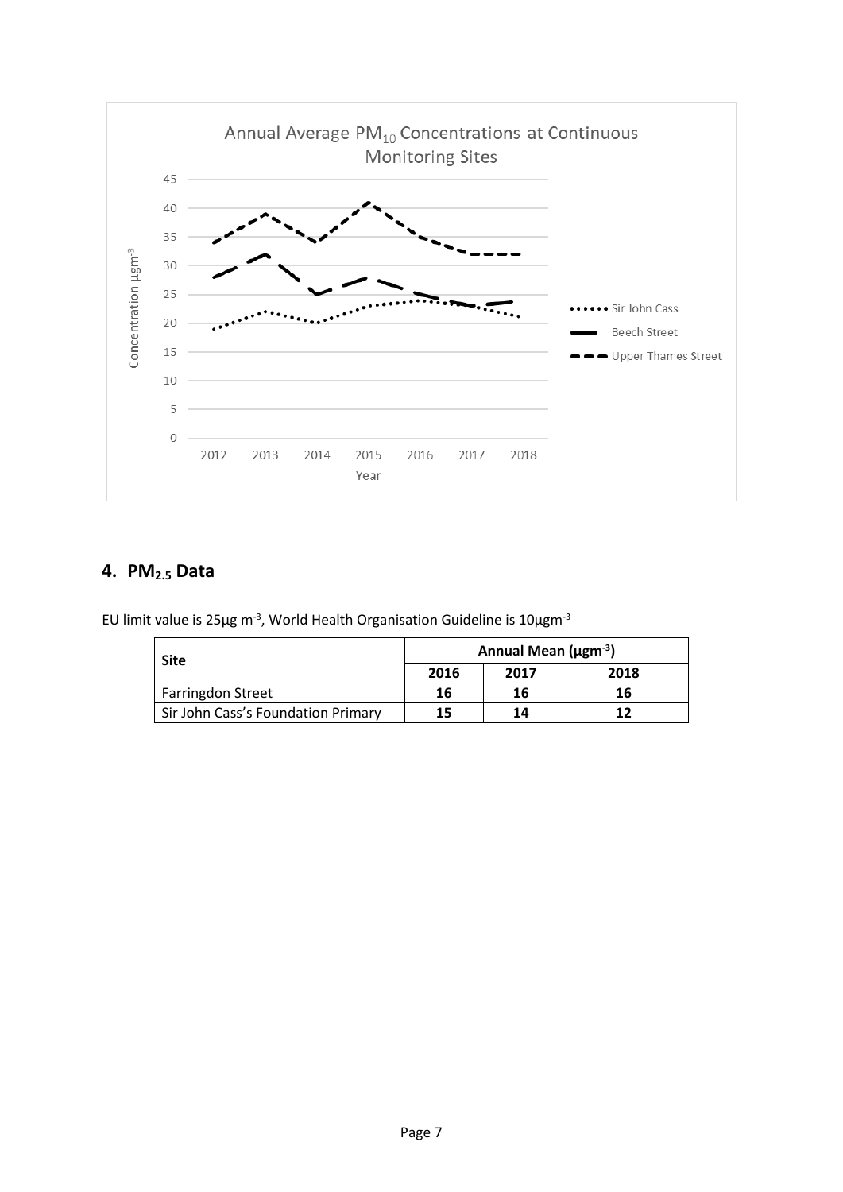Annual Average $PM_{10}$ Concentrations at Continuous Monitoring Sites

## 4. $PM_{2.5}$ Data

EU limit value is 25µg $m^{-3}$, World Health Organisation Guideline is 10µg$m^{-3}$

| Site | Annual Mean (µg$m^{-3}$) | | |
|---|---|---|---|
| | **2016** | **2017** | **2018** |
| Farringdon Street | **16** | **16** | **16** |
| Sir John Cass's Foundation Primary | **15** | **14** | **12** |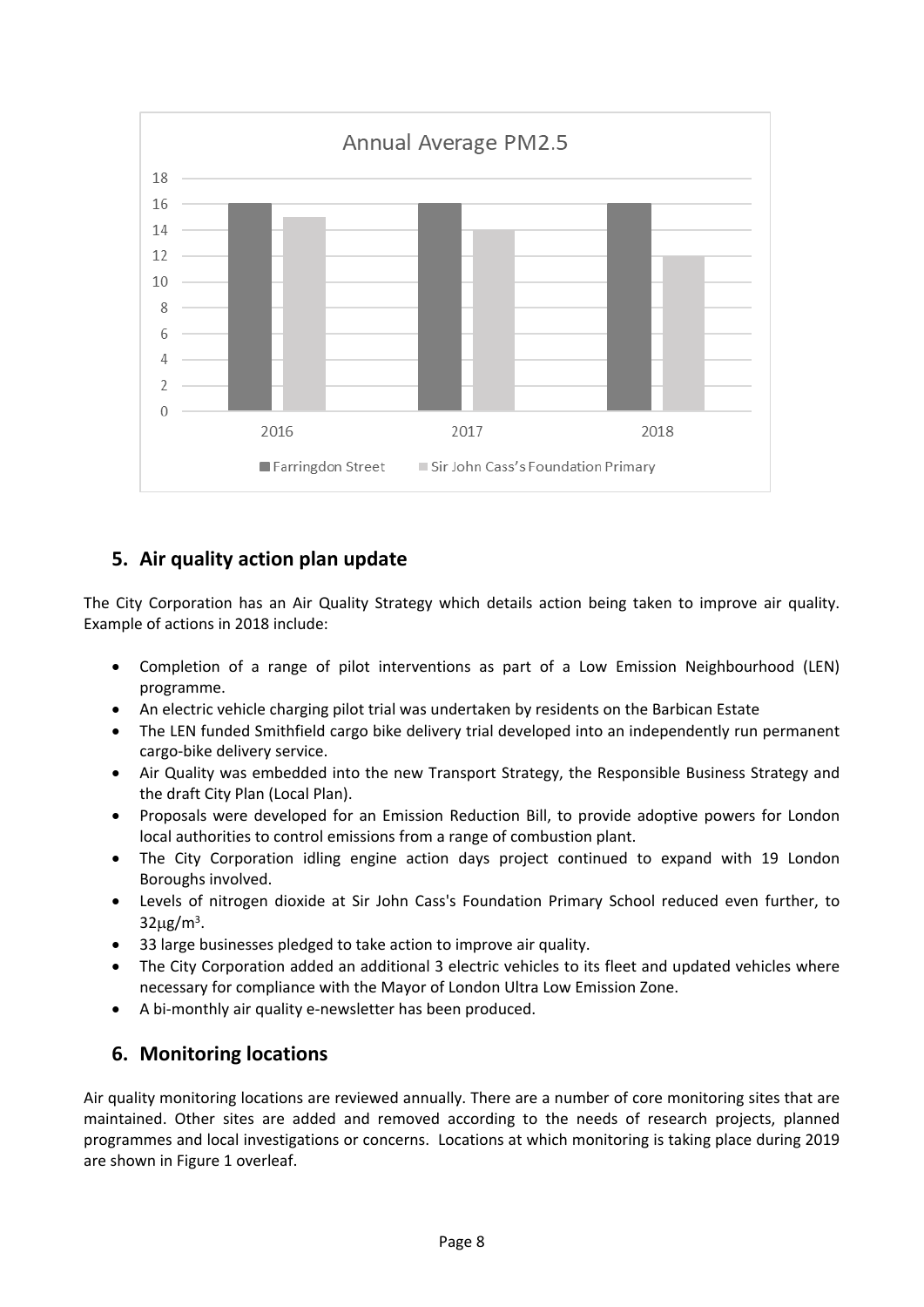Annual Average PM2.5

| | Farringdon Street | Sir John Cass's Foundation Primary |
|---|---|---|
| 2016 | 16 | 15 |
| 2017 | 16 | 14 |
| 2018 | 16 | 12 |

## 5. Air quality action plan update

The City Corporation has an Air Quality Strategy which details action being taken to improve air quality. Example of actions in 2018 include:

- Completion of a range of pilot interventions as part of a Low Emission Neighbourhood (LEN) programme.
- An electric vehicle charging pilot trial was undertaken by residents on the Barbican Estate
- The LEN funded Smithfield cargo bike delivery trial developed into an independently run permanent cargo-bike delivery service.
- Air Quality was embedded into the new Transport Strategy, the Responsible Business Strategy and the draft City Plan (Local Plan).
- Proposals were developed for an Emission Reduction Bill, to provide adoptive powers for London local authorities to control emissions from a range of combustion plant.
- The City Corporation idling engine action days project continued to expand with 19 London Boroughs involved.
- Levels of nitrogen dioxide at Sir John Cass's Foundation Primary School reduced even further, to $32\mu g/m^3$.
- 33 large businesses pledged to take action to improve air quality.
- The City Corporation added an additional 3 electric vehicles to its fleet and updated vehicles where necessary for compliance with the Mayor of London Ultra Low Emission Zone.
- A bi-monthly air quality e-newsletter has been produced.

## 6. Monitoring locations

Air quality monitoring locations are reviewed annually. There are a number of core monitoring sites that are maintained. Other sites are added and removed according to the needs of research projects, planned programmes and local investigations or concerns. Locations at which monitoring is taking place during 2019 are shown in Figure 1 overleaf.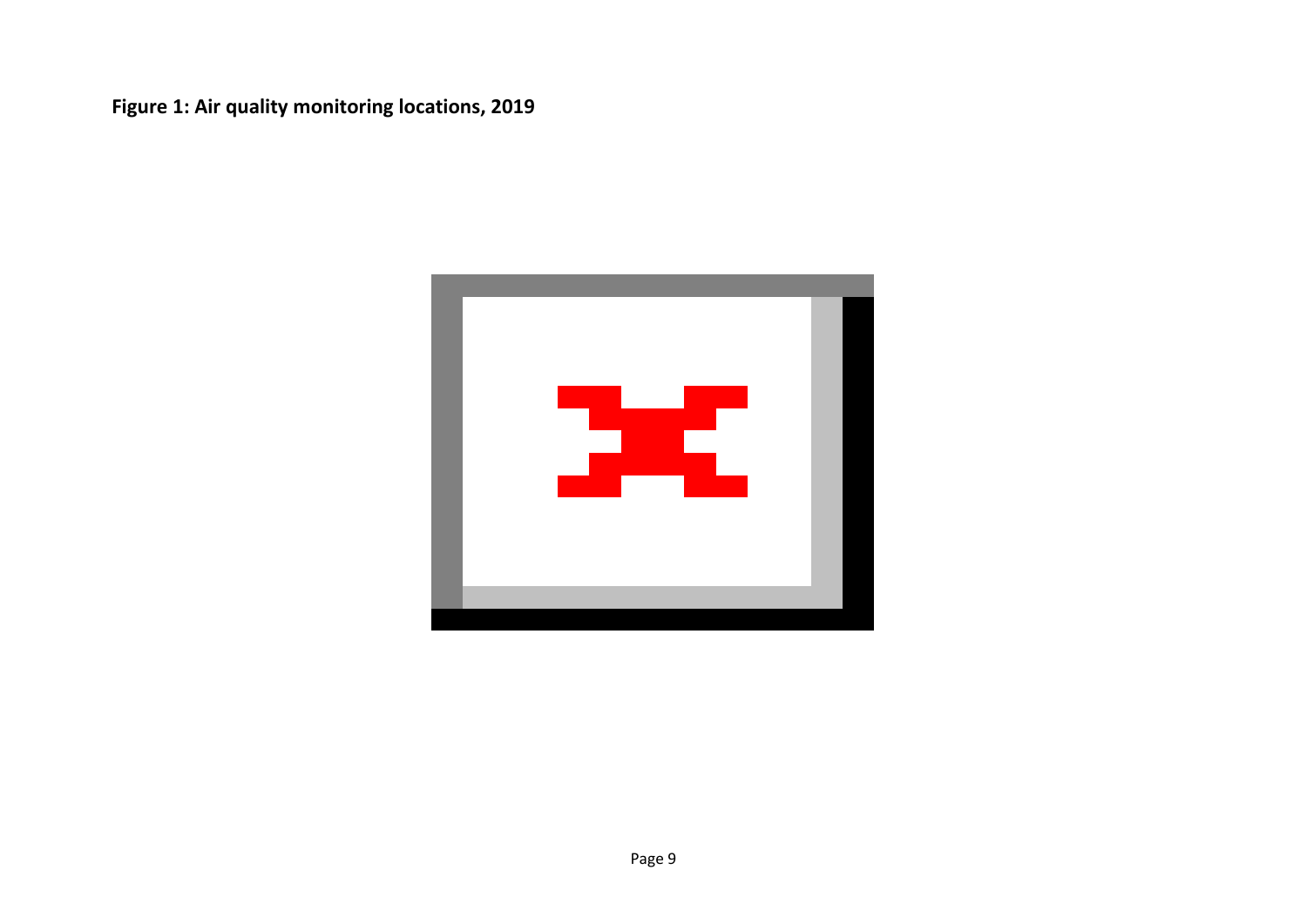**Figure 1: Air quality monitoring locations, 2019**